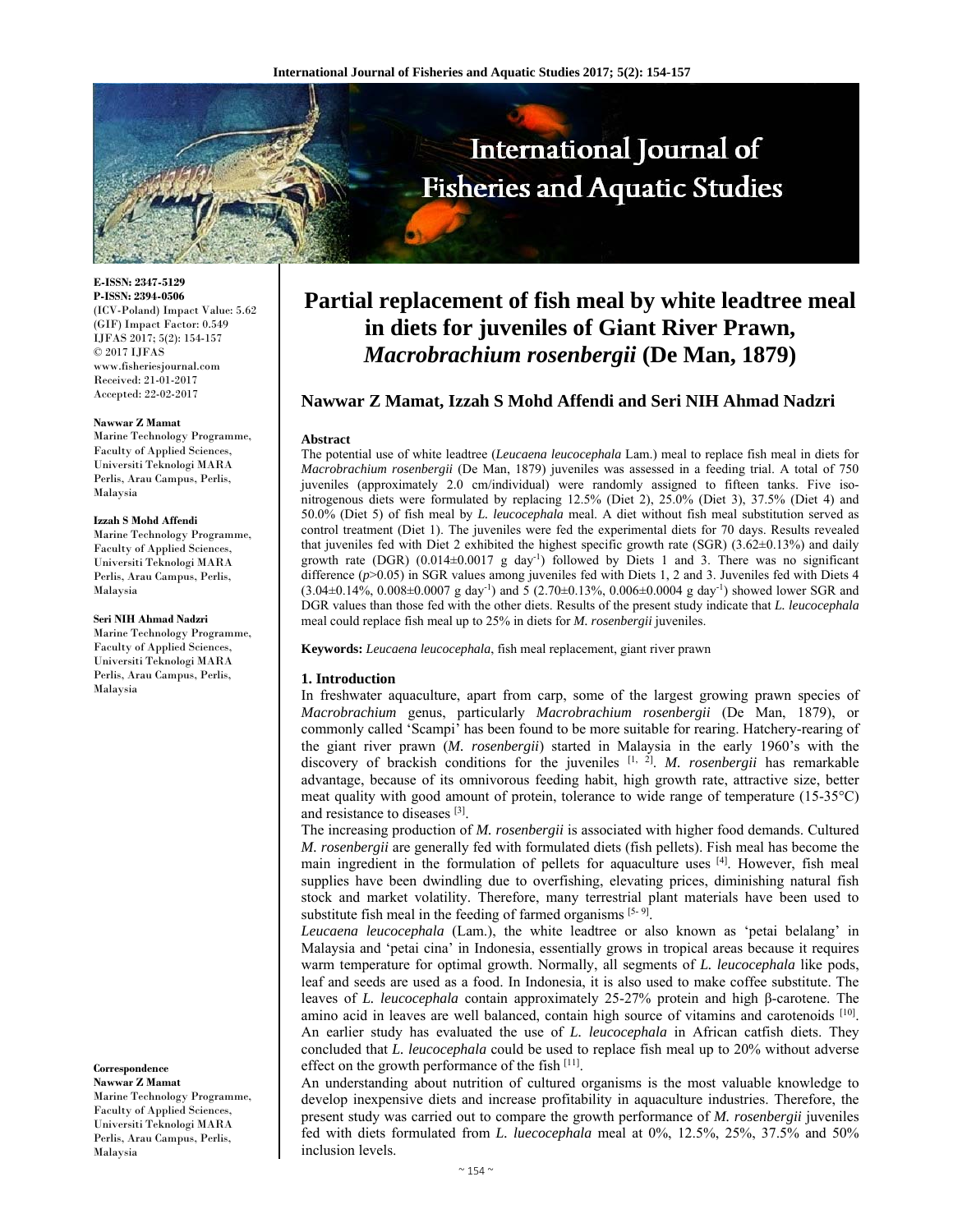# Partial replacement of fish meal by white leadtree meal in diets for juveniles of Giant River Prawn, *Macrobrachium rosenbergii* (De Man, 1879)

**Nawwar Z Mamat, Izzah S Mohd Affendi and Seri NIH Ahmad Nadzri**

E-ISSN: 2347-5129
P-ISSN: 2394-0506
(ICV-Poland) Impact Value: 5.62
(GIF) Impact Factor: 0.549
IJFAS 2017; 5(2): 154-157
© 2017 IJFAS
www.fisheriesjournal.com
Received: 21-01-2017
Accepted: 22-02-2017

**Nawwar Z Mamat**
Marine Technology Programme, Faculty of Applied Sciences, Universiti Teknologi MARA Perlis, Arau Campus, Perlis, Malaysia

**Izzah S Mohd Affendi**
Marine Technology Programme, Faculty of Applied Sciences, Universiti Teknologi MARA Perlis, Arau Campus, Perlis, Malaysia

**Seri NIH Ahmad Nadzri**
Marine Technology Programme, Faculty of Applied Sciences, Universiti Teknologi MARA Perlis, Arau Campus, Perlis, Malaysia

**Correspondence**
**Nawwar Z Mamat**
Marine Technology Programme, Faculty of Applied Sciences, Universiti Teknologi MARA Perlis, Arau Campus, Perlis, Malaysia

## Abstract

The potential use of white leadtree (*Leucaena leucocephala* Lam.) meal to replace fish meal in diets for *Macrobrachium rosenbergii* (De Man, 1879) juveniles was assessed in a feeding trial. A total of 750 juveniles (approximately 2.0 cm/individual) were randomly assigned to fifteen tanks. Five iso-nitrogenous diets were formulated by replacing 12.5% (Diet 2), 25.0% (Diet 3), 37.5% (Diet 4) and 50.0% (Diet 5) of fish meal by *L. leucocephala* meal. A diet without fish meal substitution served as control treatment (Diet 1). The juveniles were fed the experimental diets for 70 days. Results revealed that juveniles fed with Diet 2 exhibited the highest specific growth rate (SGR) (3.62±0.13%) and daily growth rate (DGR) (0.014±0.0017 g day$^{-1}$) followed by Diets 1 and 3. There was no significant difference ($p$>0.05) in SGR values among juveniles fed with Diets 1, 2 and 3. Juveniles fed with Diets 4 (3.04±0.14%, 0.008±0.0007 g day$^{-1}$) and 5 (2.70±0.13%, 0.006±0.0004 g day$^{-1}$) showed lower SGR and DGR values than those fed with the other diets. Results of the present study indicate that *L. leucocephala* meal could replace fish meal up to 25% in diets for *M. rosenbergii* juveniles.

**Keywords:** *Leucaena leucocephala*, fish meal replacement, giant river prawn

## 1. Introduction

In freshwater aquaculture, apart from carp, some of the largest growing prawn species of *Macrobrachium* genus, particularly *Macrobrachium rosenbergii* (De Man, 1879), or commonly called 'Scampi' has been found to be more suitable for rearing. Hatchery-rearing of the giant river prawn (*M. rosenbergii*) started in Malaysia in the early 1960's with the discovery of brackish conditions for the juveniles [1, 2]. *M. rosenbergii* has remarkable advantage, because of its omnivorous feeding habit, high growth rate, attractive size, better meat quality with good amount of protein, tolerance to wide range of temperature (15-35°C) and resistance to diseases [3].

The increasing production of *M. rosenbergii* is associated with higher food demands. Cultured *M. rosenbergii* are generally fed with formulated diets (fish pellets). Fish meal has become the main ingredient in the formulation of pellets for aquaculture uses [4]. However, fish meal supplies have been dwindling due to overfishing, elevating prices, diminishing natural fish stock and market volatility. Therefore, many terrestrial plant materials have been used to substitute fish meal in the feeding of farmed organisms [5- 9].

*Leucaena leucocephala* (Lam.), the white leadtree or also known as 'petai belalang' in Malaysia and 'petai cina' in Indonesia, essentially grows in tropical areas because it requires warm temperature for optimal growth. Normally, all segments of *L. leucocephala* like pods, leaf and seeds are used as a food. In Indonesia, it is also used to make coffee substitute. The leaves of *L. leucocephala* contain approximately 25-27% protein and high β-carotene. The amino acid in leaves are well balanced, contain high source of vitamins and carotenoids [10]. An earlier study has evaluated the use of *L. leucocephala* in African catfish diets. They concluded that *L. leucocephala* could be used to replace fish meal up to 20% without adverse effect on the growth performance of the fish [11].

An understanding about nutrition of cultured organisms is the most valuable knowledge to develop inexpensive diets and increase profitability in aquaculture industries. Therefore, the present study was carried out to compare the growth performance of *M. rosenbergii* juveniles fed with diets formulated from *L. luecocephala* meal at 0%, 12.5%, 25%, 37.5% and 50% inclusion levels.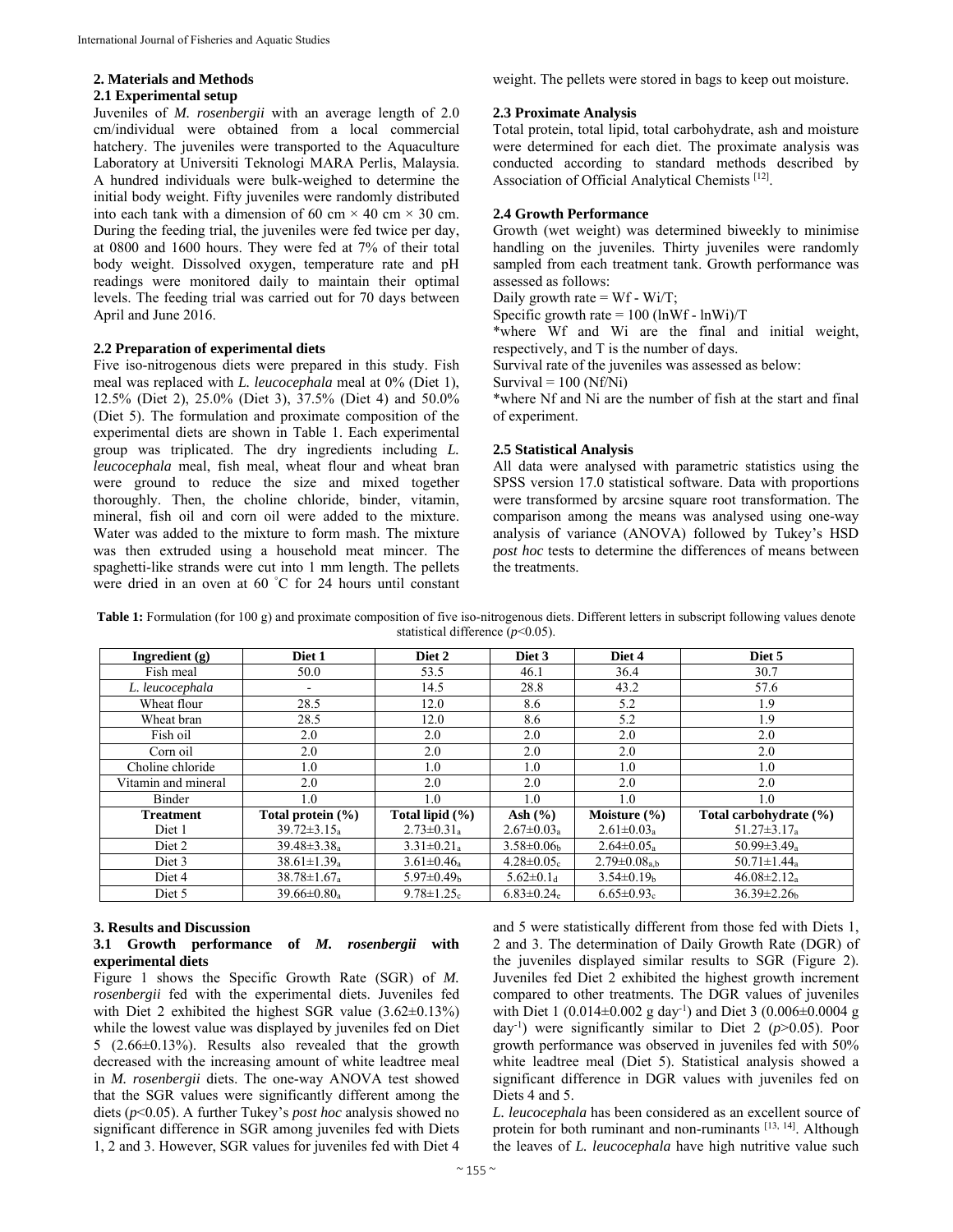## 2. Materials and Methods

### 2.1 Experimental setup

Juveniles of *M. rosenbergii* with an average length of 2.0 cm/individual were obtained from a local commercial hatchery. The juveniles were transported to the Aquaculture Laboratory at Universiti Teknologi MARA Perlis, Malaysia. A hundred individuals were bulk-weighed to determine the initial body weight. Fifty juveniles were randomly distributed into each tank with a dimension of 60 cm × 40 cm × 30 cm. During the feeding trial, the juveniles were fed twice per day, at 0800 and 1600 hours. They were fed at 7% of their total body weight. Dissolved oxygen, temperature rate and pH readings were monitored daily to maintain their optimal levels. The feeding trial was carried out for 70 days between April and June 2016.

### 2.2 Preparation of experimental diets

Five iso-nitrogenous diets were prepared in this study. Fish meal was replaced with *L. leucocephala* meal at 0% (Diet 1), 12.5% (Diet 2), 25.0% (Diet 3), 37.5% (Diet 4) and 50.0% (Diet 5). The formulation and proximate composition of the experimental diets are shown in Table 1. Each experimental group was triplicated. The dry ingredients including *L. leucocephala* meal, fish meal, wheat flour and wheat bran were ground to reduce the size and mixed together thoroughly. Then, the choline chloride, binder, vitamin, mineral, fish oil and corn oil were added to the mixture. Water was added to the mixture to form mash. The mixture was then extruded using a household meat mincer. The spaghetti-like strands were cut into 1 mm length. The pellets were dried in an oven at 60 °C for 24 hours until constant weight. The pellets were stored in bags to keep out moisture.

### 2.3 Proximate Analysis

Total protein, total lipid, total carbohydrate, ash and moisture were determined for each diet. The proximate analysis was conducted according to standard methods described by Association of Official Analytical Chemists [12].

### 2.4 Growth Performance

Growth (wet weight) was determined biweekly to minimise handling on the juveniles. Thirty juveniles were randomly sampled from each treatment tank. Growth performance was assessed as follows:

Daily growth rate = $W_f - W_i/T$;

Specific growth rate = $100 (\ln W_f - \ln W_i)/T$

*where Wf and Wi are the final and initial weight, respectively, and T is the number of days.

Survival rate of the juveniles was assessed as below:

Survival = $100 (N_f/N_i)$

*where Nf and Ni are the number of fish at the start and final of experiment.

### 2.5 Statistical Analysis

All data were analysed with parametric statistics using the SPSS version 17.0 statistical software. Data with proportions were transformed by arcsine square root transformation. The comparison among the means was analysed using one-way analysis of variance (ANOVA) followed by Tukey's HSD *post hoc* tests to determine the differences of means between the treatments.

**Table 1:** Formulation (for 100 g) and proximate composition of five iso-nitrogenous diets. Different letters in subscript following values denote statistical difference ($p$<0.05).

| Ingredient (g) | Diet 1 | Diet 2 | Diet 3 | Diet 4 | Diet 5 |
|---|---|---|---|---|---|
| Fish meal | 50.0 | 53.5 | 46.1 | 36.4 | 30.7 |
| *L. leucocephala* | - | 14.5 | 28.8 | 43.2 | 57.6 |
| Wheat flour | 28.5 | 12.0 | 8.6 | 5.2 | 1.9 |
| Wheat bran | 28.5 | 12.0 | 8.6 | 5.2 | 1.9 |
| Fish oil | 2.0 | 2.0 | 2.0 | 2.0 | 2.0 |
| Corn oil | 2.0 | 2.0 | 2.0 | 2.0 | 2.0 |
| Choline chloride | 1.0 | 1.0 | 1.0 | 1.0 | 1.0 |
| Vitamin and mineral | 2.0 | 2.0 | 2.0 | 2.0 | 2.0 |
| Binder | 1.0 | 1.0 | 1.0 | 1.0 | 1.0 |
| **Treatment** | **Total protein (%)** | **Total lipid (%)** | **Ash (%)** | **Moisture (%)** | **Total carbohydrate (%)** |
| Diet 1 | $39.72\pm3.15_a$ | $2.73\pm0.31_a$ | $2.67\pm0.03_a$ | $2.61\pm0.03_a$ | $51.27\pm3.17_a$ |
| Diet 2 | $39.48\pm3.38_a$ | $3.31\pm0.21_a$ | $3.58\pm0.06_b$ | $2.64\pm0.05_a$ | $50.99\pm3.49_a$ |
| Diet 3 | $38.61\pm1.39_a$ | $3.61\pm0.46_a$ | $4.28\pm0.05_c$ | $2.79\pm0.08_{a,b}$ | $50.71\pm1.44_a$ |
| Diet 4 | $38.78\pm1.67_a$ | $5.97\pm0.49_b$ | $5.62\pm0.1_d$ | $3.54\pm0.19_b$ | $46.08\pm2.12_a$ |
| Diet 5 | $39.66\pm0.80_a$ | $9.78\pm1.25_c$ | $6.83\pm0.24_e$ | $6.65\pm0.93_c$ | $36.39\pm2.26_b$ |

## 3. Results and Discussion

### 3.1 Growth performance of *M. rosenbergii* with experimental diets

Figure 1 shows the Specific Growth Rate (SGR) of *M. rosenbergii* fed with the experimental diets. Juveniles fed with Diet 2 exhibited the highest SGR value (3.62±0.13%) while the lowest value was displayed by juveniles fed on Diet 5 (2.66±0.13%). Results also revealed that the growth decreased with the increasing amount of white leadtree meal in *M. rosenbergii* diets. The one-way ANOVA test showed that the SGR values were significantly different among the diets ($p$<0.05). A further Tukey's *post hoc* analysis showed no significant difference in SGR among juveniles fed with Diets 1, 2 and 3. However, SGR values for juveniles fed with Diet 4 and 5 were statistically different from those fed with Diets 1, 2 and 3. The determination of Daily Growth Rate (DGR) of the juveniles displayed similar results to SGR (Figure 2). Juveniles fed Diet 2 exhibited the highest growth increment compared to other treatments. The DGR values of juveniles with Diet 1 (0.014±0.002 g day$^{-1}$) and Diet 3 (0.006±0.0004 g day$^{-1}$) were significantly similar to Diet 2 ($p$>0.05). Poor growth performance was observed in juveniles fed with 50% white leadtree meal (Diet 5). Statistical analysis showed a significant difference in DGR values with juveniles fed on Diets 4 and 5.

*L. leucocephala* has been considered as an excellent source of protein for both ruminant and non-ruminants [13, 14]. Although the leaves of *L. leucocephala* have high nutritive value such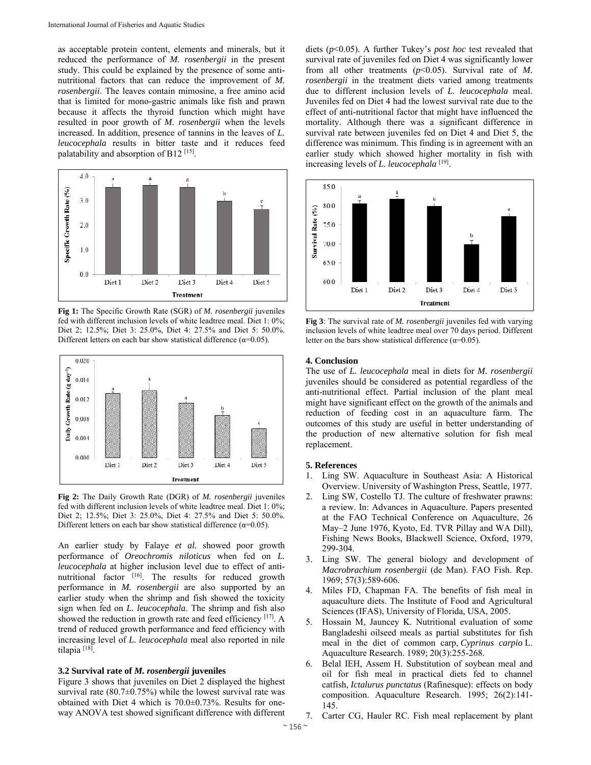as acceptable protein content, elements and minerals, but it reduced the performance of *M. rosenbergii* in the present study. This could be explained by the presence of some anti-nutritional factors that can reduce the improvement of *M. rosenbergii*. The leaves contain mimosine, a free amino acid that is limited for mono-gastric animals like fish and prawn because it affects the thyroid function which might have resulted in poor growth of *M. rosenbergii* when the levels increased. In addition, presence of tannins in the leaves of *L. leucocephala* results in bitter taste and it reduces feed palatability and absorption of B12 [15].

**Fig 1:** The Specific Growth Rate (SGR) of *M. rosenbergii* juveniles fed with different inclusion levels of white leadtree meal. Diet 1: 0%; Diet 2; 12.5%; Diet 3: 25.0%, Diet 4: 27.5% and Diet 5: 50.0%. Different letters on each bar show statistical difference (α=0.05).

**Fig 2:** The Daily Growth Rate (DGR) of *M. rosenbergii* juveniles fed with different inclusion levels of white leadtree meal. Diet 1: 0%; Diet 2; 12.5%; Diet 3: 25.0%, Diet 4: 27.5% and Diet 5: 50.0%. Different letters on each bar show statistical difference (α=0.05).

An earlier study by Falaye *et al.* showed poor growth performance of *Oreochromis niloticus* when fed on *L. leucocephala* at higher inclusion level due to effect of anti-nutritional factor [16]. The results for reduced growth performance in *M. rosenbergii* are also supported by an earlier study when the shrimp and fish showed the toxicity sign when fed on *L. leucocephala*. The shrimp and fish also showed the reduction in growth rate and feed efficiency [17]. A trend of reduced growth performance and feed efficiency with increasing level of *L. leucocephala* meal also reported in nile tilapia [18].

### 3.2 Survival rate of *M. rosenbergii* juveniles

Figure 3 shows that juveniles on Diet 2 displayed the highest survival rate (80.7±0.75%) while the lowest survival rate was obtained with Diet 4 which is 70.0±0.73%. Results for one-way ANOVA test showed significant difference with different diets ($p<0.05$). A further Tukey's *post hoc* test revealed that survival rate of juveniles fed on Diet 4 was significantly lower from all other treatments ($p<0.05$). Survival rate of *M. rosenbergii* in the treatment diets varied among treatments due to different inclusion levels of *L. leucocephala* meal. Juveniles fed on Diet 4 had the lowest survival rate due to the effect of anti-nutritional factor that might have influenced the mortality. Although there was a significant difference in survival rate between juveniles fed on Diet 4 and Diet 5, the difference was minimum. This finding is in agreement with an earlier study which showed higher mortality in fish with increasing levels of *L. leucocephala* [19].

**Fig 3**: The survival rate of *M. rosenbergii* juveniles fed with varying inclusion levels of white leadtree meal over 70 days period. Different letter on the bars show statistical difference (α=0.05).

## 4. Conclusion

The use of *L. leucocephala* meal in diets for *M. rosenbergii* juveniles should be considered as potential regardless of the anti-nutritional effect. Partial inclusion of the plant meal might have significant effect on the growth of the animals and reduction of feeding cost in an aquaculture farm. The outcomes of this study are useful in better understanding of the production of new alternative solution for fish meal replacement.

## 5. References

1. Ling SW. Aquaculture in Southeast Asia: A Historical Overview. University of Washington Press, Seattle, 1977.
2. Ling SW, Costello TJ. The culture of freshwater prawns: a review. In: Advances in Aquaculture. Papers presented at the FAO Technical Conference on Aquaculture, 26 May–2 June 1976, Kyoto, Ed. TVR Pillay and WA Dill), Fishing News Books, Blackwell Science, Oxford, 1979, 299-304.
3. Ling SW. The general biology and development of *Macrobrachium rosenbergii* (de Man). FAO Fish. Rep. 1969; 57(3):589-606.
4. Miles FD, Chapman FA. The benefits of fish meal in aquaculture diets. The Institute of Food and Agricultural Sciences (IFAS), University of Florida, USA, 2005.
5. Hossain M, Jauncey K. Nutritional evaluation of some Bangladeshi oilseed meals as partial substitutes for fish meal in the diet of common carp, *Cyprinus carpio* L. Aquaculture Research. 1989; 20(3):255-268.
6. Belal IEH, Assem H. Substitution of soybean meal and oil for fish meal in practical diets fed to channel catfish, *Ictalurus punctatus* (Rafinesque): effects on body composition. Aquaculture Research. 1995; 26(2):141-145.
7. Carter CG, Hauler RC. Fish meal replacement by plant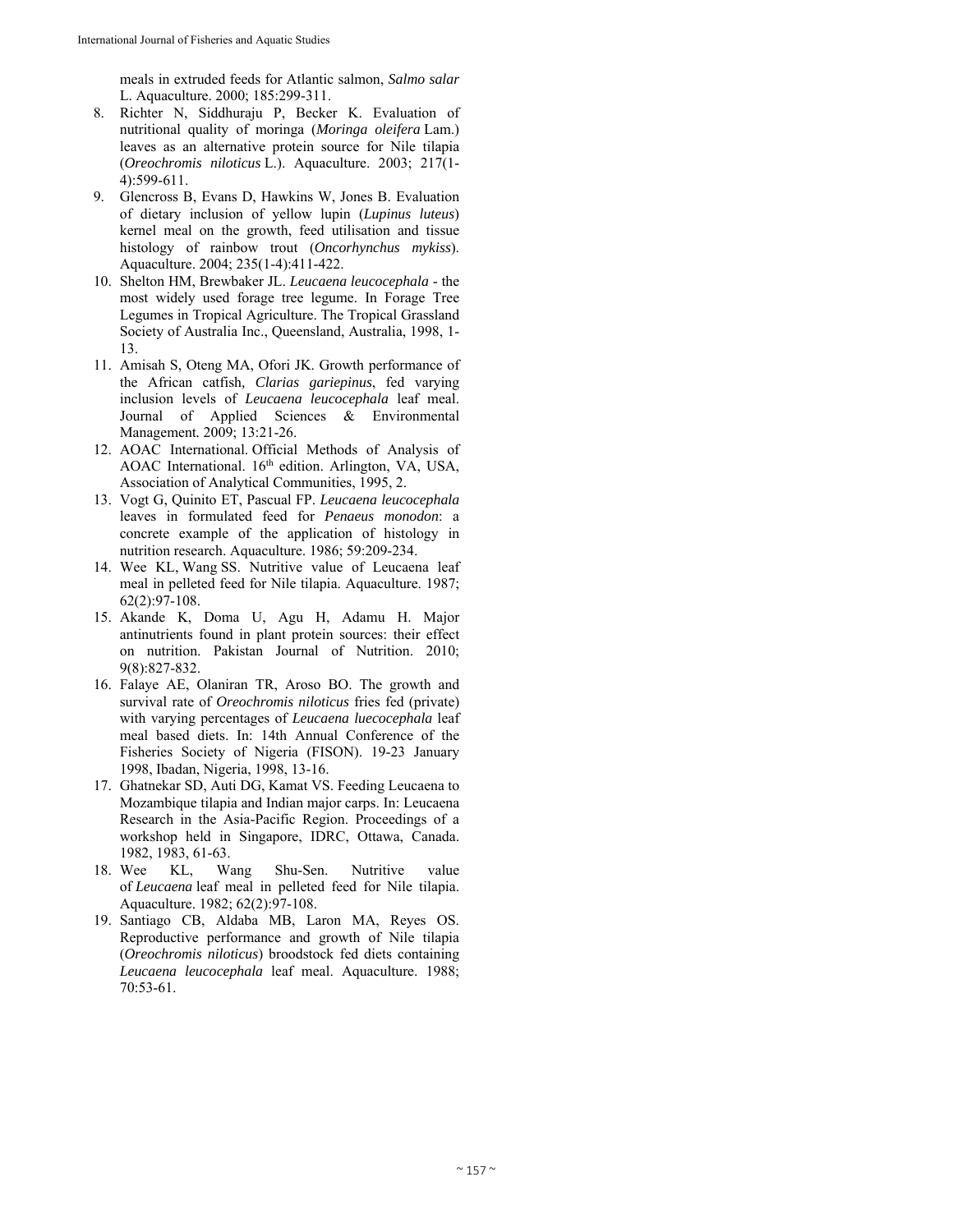meals in extruded feeds for Atlantic salmon, *Salmo salar* L. Aquaculture. 2000; 185:299-311.

8. Richter N, Siddhuraju P, Becker K. Evaluation of nutritional quality of moringa (*Moringa oleifera* Lam.) leaves as an alternative protein source for Nile tilapia (*Oreochromis niloticus* L.). Aquaculture. 2003; 217(1-4):599-611.
9. Glencross B, Evans D, Hawkins W, Jones B. Evaluation of dietary inclusion of yellow lupin (*Lupinus luteus*) kernel meal on the growth, feed utilisation and tissue histology of rainbow trout (*Oncorhynchus mykiss*). Aquaculture. 2004; 235(1-4):411-422.
10. Shelton HM, Brewbaker JL. *Leucaena leucocephala* - the most widely used forage tree legume. In Forage Tree Legumes in Tropical Agriculture. The Tropical Grassland Society of Australia Inc., Queensland, Australia, 1998, 1-13.
11. Amisah S, Oteng MA, Ofori JK. Growth performance of the African catfish, *Clarias gariepinus*, fed varying inclusion levels of *Leucaena leucocephala* leaf meal. Journal of Applied Sciences & Environmental Management. 2009; 13:21-26.
12. AOAC International. Official Methods of Analysis of AOAC International. 16th edition. Arlington, VA, USA, Association of Analytical Communities, 1995, 2.
13. Vogt G, Quinito ET, Pascual FP. *Leucaena leucocephala* leaves in formulated feed for *Penaeus monodon*: a concrete example of the application of histology in nutrition research. Aquaculture. 1986; 59:209-234.
14. Wee KL, Wang SS. Nutritive value of Leucaena leaf meal in pelleted feed for Nile tilapia. Aquaculture. 1987; 62(2):97-108.
15. Akande K, Doma U, Agu H, Adamu H. Major antinutrients found in plant protein sources: their effect on nutrition. Pakistan Journal of Nutrition. 2010; 9(8):827-832.
16. Falaye AE, Olaniran TR, Aroso BO. The growth and survival rate of *Oreochromis niloticus* fries fed (private) with varying percentages of *Leucaena luecocephala* leaf meal based diets. In: 14th Annual Conference of the Fisheries Society of Nigeria (FISON). 19-23 January 1998, Ibadan, Nigeria, 1998, 13-16.
17. Ghatnekar SD, Auti DG, Kamat VS. Feeding Leucaena to Mozambique tilapia and Indian major carps. In: Leucaena Research in the Asia-Pacific Region. Proceedings of a workshop held in Singapore, IDRC, Ottawa, Canada. 1982, 1983, 61-63.
18. Wee KL, Wang Shu-Sen. Nutritive value of *Leucaena* leaf meal in pelleted feed for Nile tilapia. Aquaculture. 1982; 62(2):97-108.
19. Santiago CB, Aldaba MB, Laron MA, Reyes OS. Reproductive performance and growth of Nile tilapia (*Oreochromis niloticus*) broodstock fed diets containing *Leucaena leucocephala* leaf meal. Aquaculture. 1988; 70:53-61.